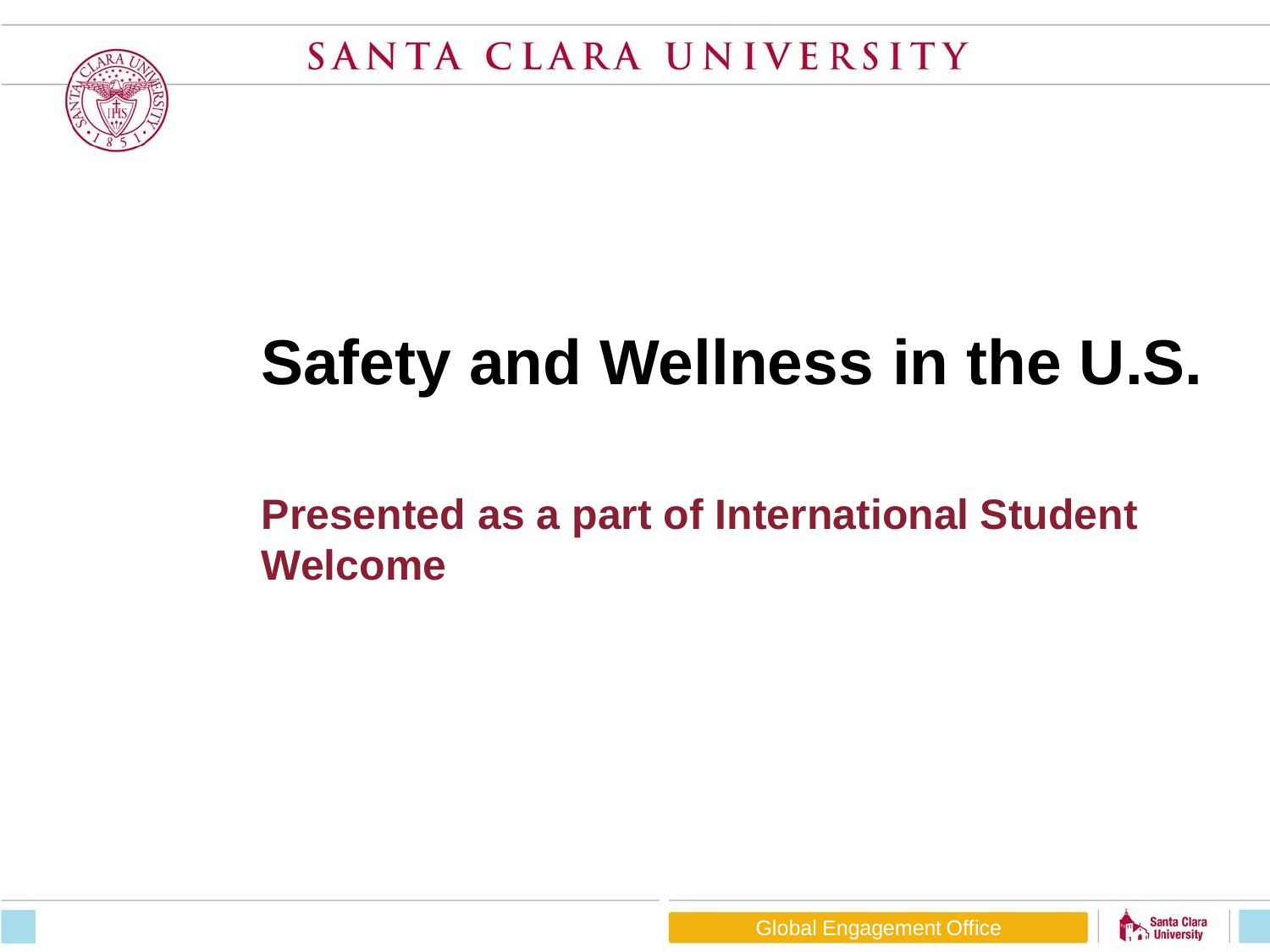# Safety and Wellness in the U.S.

## Presented as a part of International Student Welcome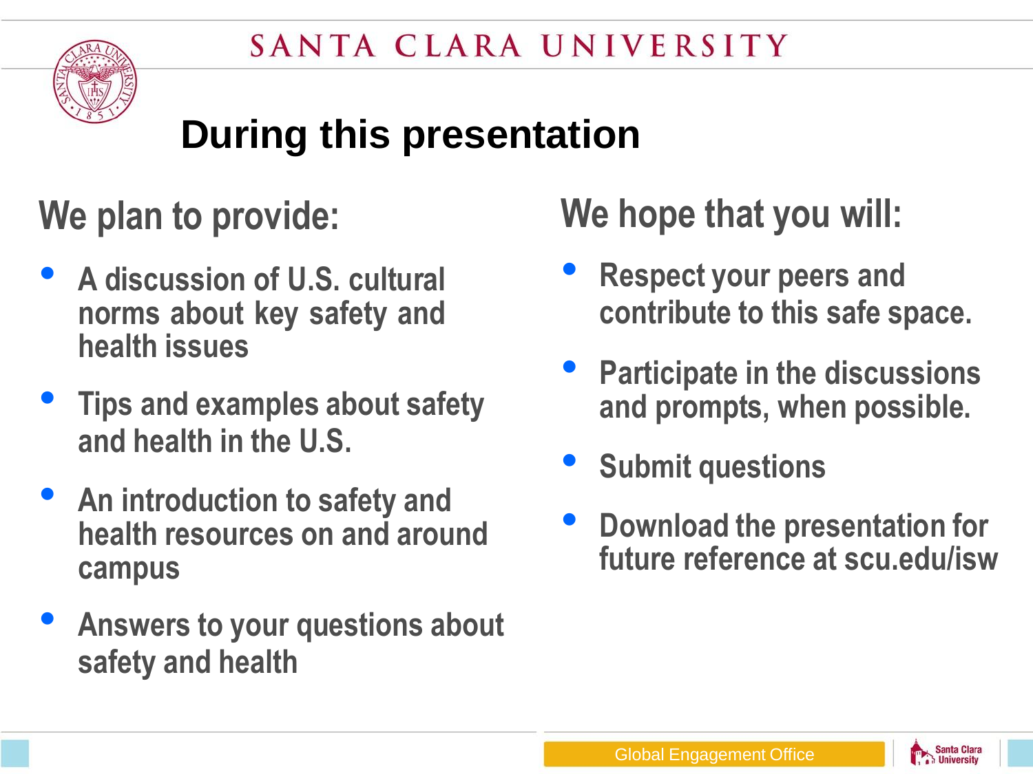# During this presentation

## We plan to provide:

- A discussion of U.S. cultural norms about key safety and health issues
- Tips and examples about safety and health in the U.S.
- An introduction to safety and health resources on and around campus
- Answers to your questions about safety and health

## We hope that you will:

- Respect your peers and contribute to this safe space.
- Participate in the discussions and prompts, when possible.
- Submit questions
- Download the presentation for future reference at scu.edu/isw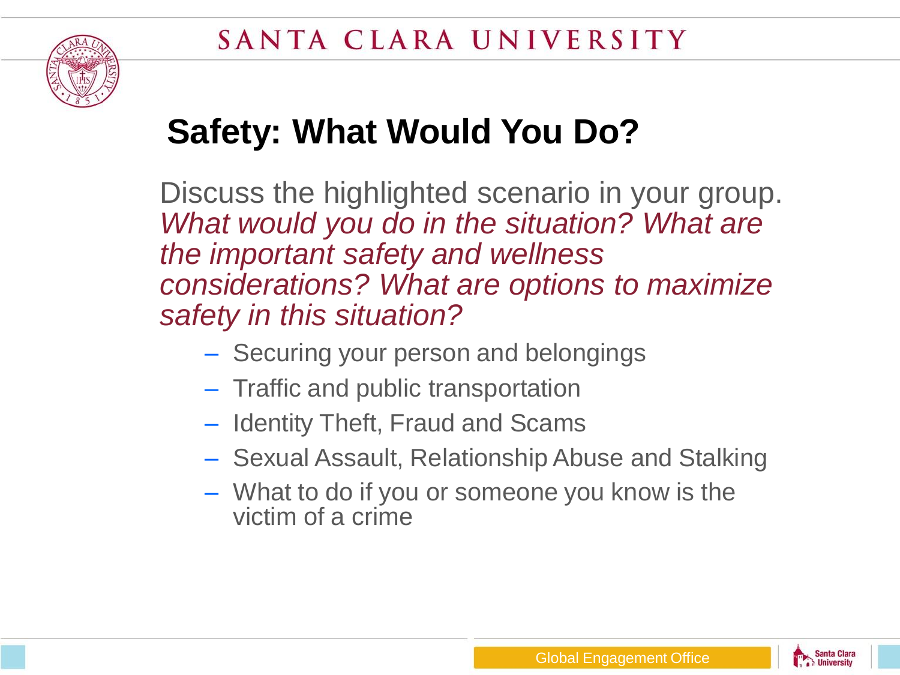# Safety: What Would You Do?

Discuss the highlighted scenario in your group. *What would you do in the situation? What are the important safety and wellness considerations? What are options to maximize safety in this situation?*

- Securing your person and belongings
- Traffic and public transportation
- Identity Theft, Fraud and Scams
- Sexual Assault, Relationship Abuse and Stalking
- What to do if you or someone you know is the victim of a crime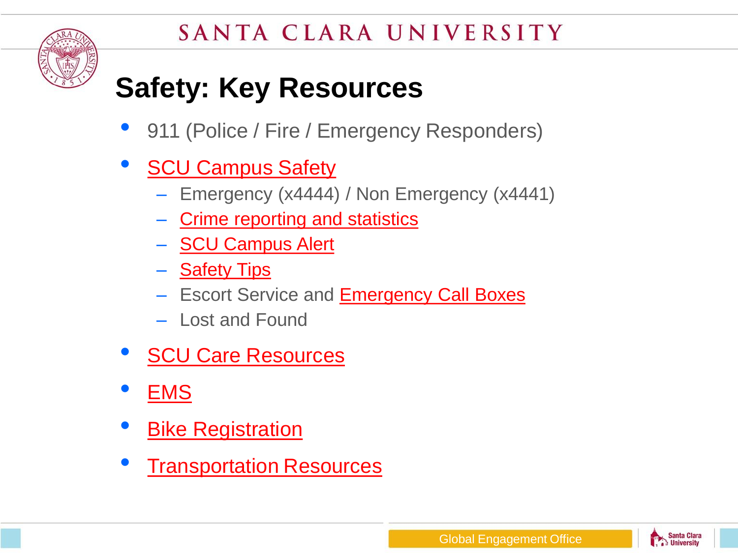# Safety: Key Resources

- 911 (Police / Fire / Emergency Responders)
- SCU Campus Safety
  - Emergency (x4444) / Non Emergency (x4441)
  - Crime reporting and statistics
  - SCU Campus Alert
  - Safety Tips
  - Escort Service and Emergency Call Boxes
  - Lost and Found
- SCU Care Resources
- EMS
- Bike Registration
- Transportation Resources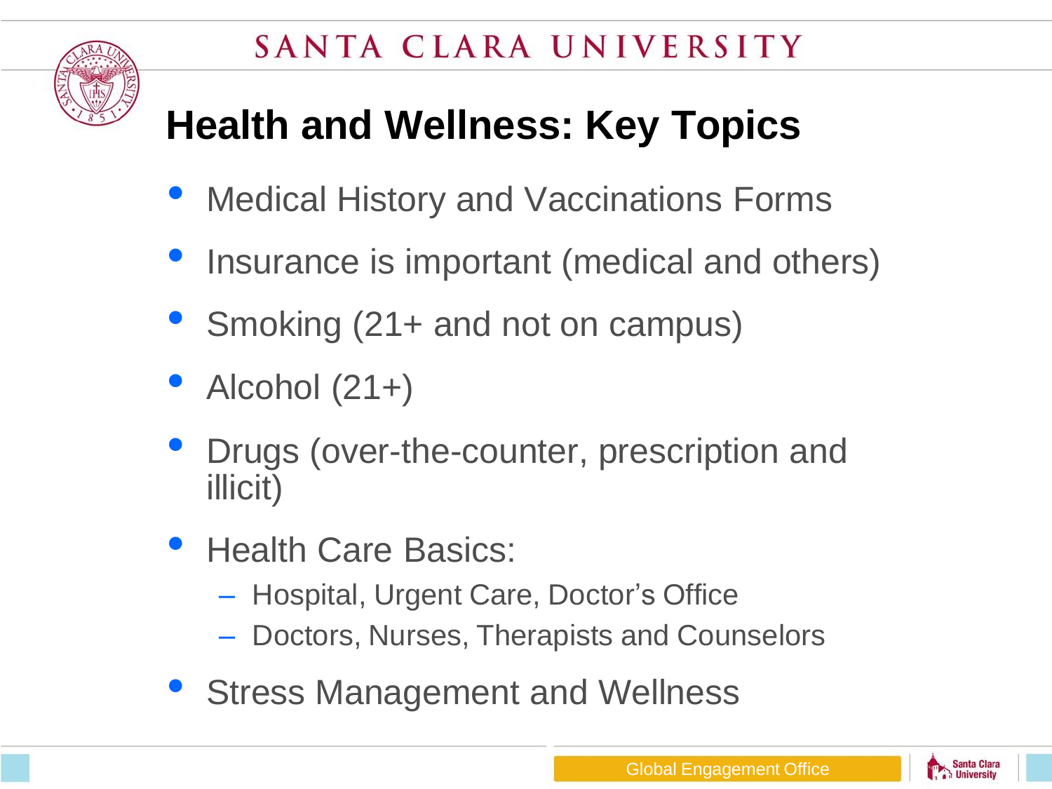# Health and Wellness: Key Topics

- Medical History and Vaccinations Forms
- Insurance is important (medical and others)
- Smoking (21+ and not on campus)
- Alcohol (21+)
- Drugs (over-the-counter, prescription and illicit)
- Health Care Basics:
  - Hospital, Urgent Care, Doctor's Office
  - Doctors, Nurses, Therapists and Counselors
- Stress Management and Wellness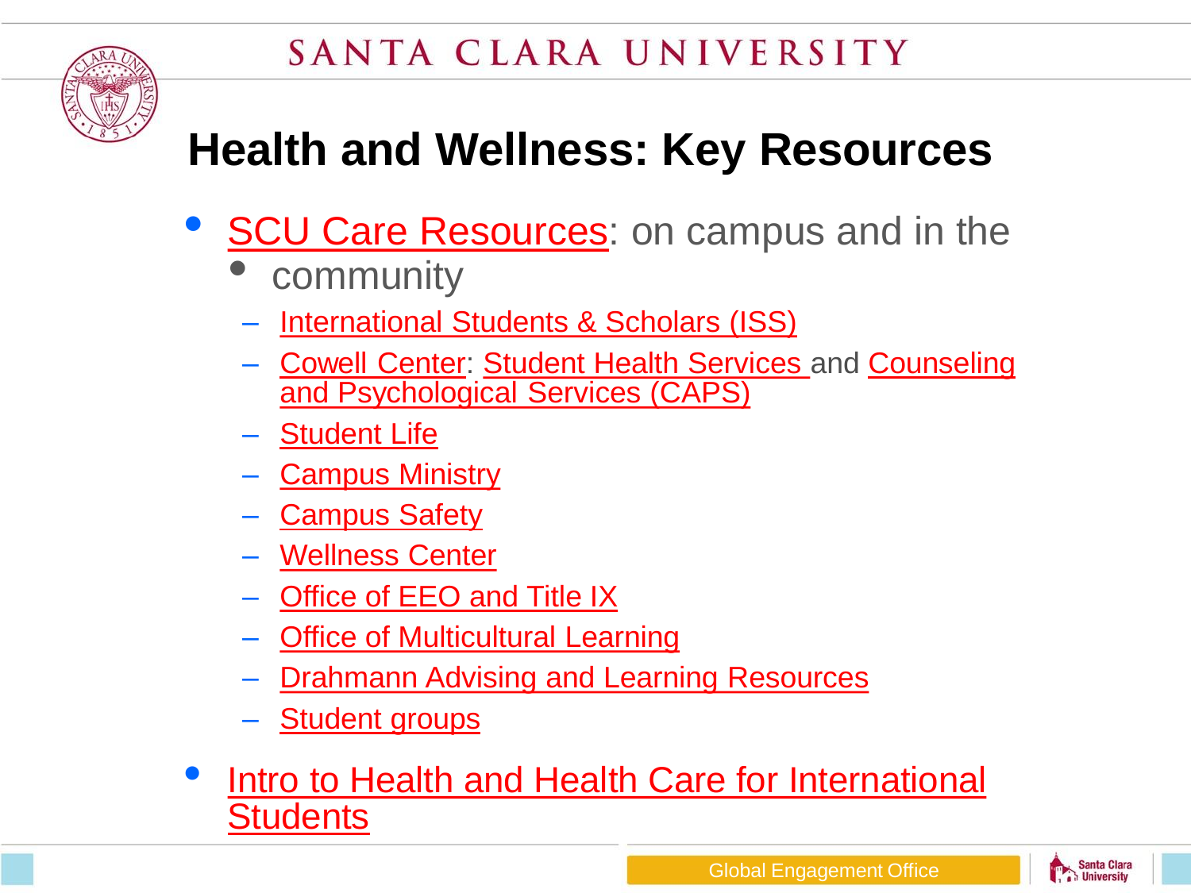# Health and Wellness: Key Resources

- SCU Care Resources: on campus and in the
  - community
    - International Students & Scholars (ISS)
    - Cowell Center: Student Health Services and Counseling and Psychological Services (CAPS)
    - Student Life
    - Campus Ministry
    - Campus Safety
    - Wellness Center
    - Office of EEO and Title IX
    - Office of Multicultural Learning
    - Drahmann Advising and Learning Resources
    - Student groups
- Intro to Health and Health Care for International Students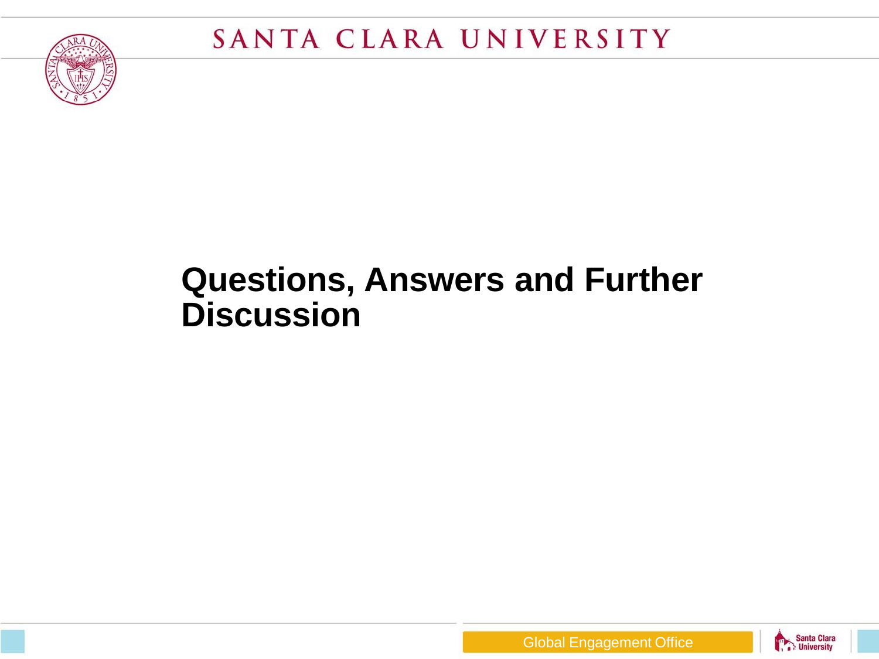# Questions, Answers and Further Discussion